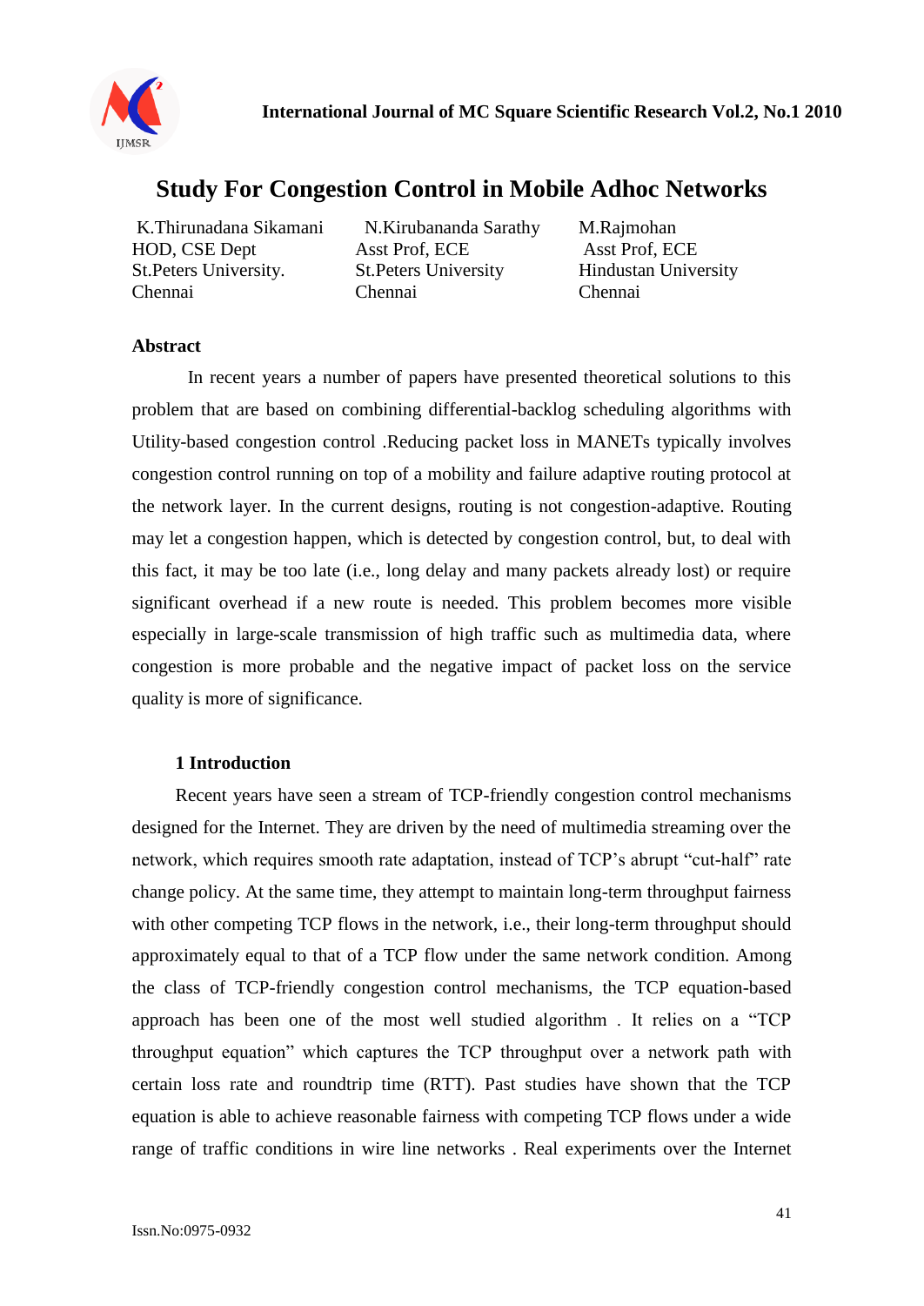# Study For Congestion Control in Mobile Adhoc Networks

K.Thirunadana Sikamani
HOD, CSE Dept
St.Peters University.
Chennai

N.Kirubananda Sarathy
Asst Prof, ECE
St.Peters University
Chennai

M.Rajmohan
Asst Prof, ECE
Hindustan University
Chennai

## Abstract

In recent years a number of papers have presented theoretical solutions to this problem that are based on combining differential-backlog scheduling algorithms with Utility-based congestion control .Reducing packet loss in MANETs typically involves congestion control running on top of a mobility and failure adaptive routing protocol at the network layer. In the current designs, routing is not congestion-adaptive. Routing may let a congestion happen, which is detected by congestion control, but, to deal with this fact, it may be too late (i.e., long delay and many packets already lost) or require significant overhead if a new route is needed. This problem becomes more visible especially in large-scale transmission of high traffic such as multimedia data, where congestion is more probable and the negative impact of packet loss on the service quality is more of significance.

## 1 Introduction

Recent years have seen a stream of TCP-friendly congestion control mechanisms designed for the Internet. They are driven by the need of multimedia streaming over the network, which requires smooth rate adaptation, instead of TCP's abrupt "cut-half" rate change policy. At the same time, they attempt to maintain long-term throughput fairness with other competing TCP flows in the network, i.e., their long-term throughput should approximately equal to that of a TCP flow under the same network condition. Among the class of TCP-friendly congestion control mechanisms, the TCP equation-based approach has been one of the most well studied algorithm . It relies on a "TCP throughput equation" which captures the TCP throughput over a network path with certain loss rate and roundtrip time (RTT). Past studies have shown that the TCP equation is able to achieve reasonable fairness with competing TCP flows under a wide range of traffic conditions in wire line networks . Real experiments over the Internet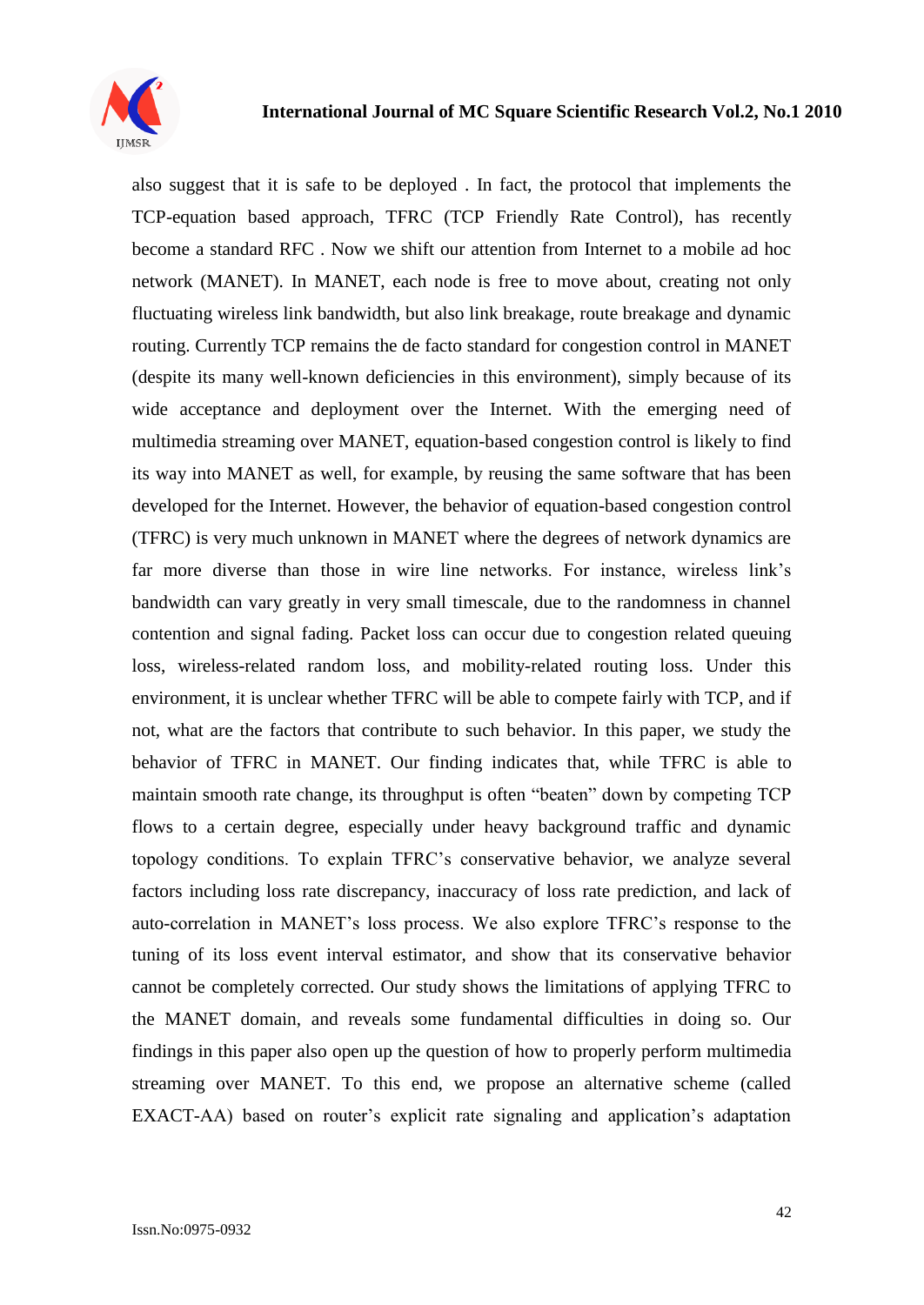also suggest that it is safe to be deployed . In fact, the protocol that implements the TCP-equation based approach, TFRC (TCP Friendly Rate Control), has recently become a standard RFC . Now we shift our attention from Internet to a mobile ad hoc network (MANET). In MANET, each node is free to move about, creating not only fluctuating wireless link bandwidth, but also link breakage, route breakage and dynamic routing. Currently TCP remains the de facto standard for congestion control in MANET (despite its many well-known deficiencies in this environment), simply because of its wide acceptance and deployment over the Internet. With the emerging need of multimedia streaming over MANET, equation-based congestion control is likely to find its way into MANET as well, for example, by reusing the same software that has been developed for the Internet. However, the behavior of equation-based congestion control (TFRC) is very much unknown in MANET where the degrees of network dynamics are far more diverse than those in wire line networks. For instance, wireless link's bandwidth can vary greatly in very small timescale, due to the randomness in channel contention and signal fading. Packet loss can occur due to congestion related queuing loss, wireless-related random loss, and mobility-related routing loss. Under this environment, it is unclear whether TFRC will be able to compete fairly with TCP, and if not, what are the factors that contribute to such behavior. In this paper, we study the behavior of TFRC in MANET. Our finding indicates that, while TFRC is able to maintain smooth rate change, its throughput is often "beaten" down by competing TCP flows to a certain degree, especially under heavy background traffic and dynamic topology conditions. To explain TFRC's conservative behavior, we analyze several factors including loss rate discrepancy, inaccuracy of loss rate prediction, and lack of auto-correlation in MANET's loss process. We also explore TFRC's response to the tuning of its loss event interval estimator, and show that its conservative behavior cannot be completely corrected. Our study shows the limitations of applying TFRC to the MANET domain, and reveals some fundamental difficulties in doing so. Our findings in this paper also open up the question of how to properly perform multimedia streaming over MANET. To this end, we propose an alternative scheme (called EXACT-AA) based on router's explicit rate signaling and application's adaptation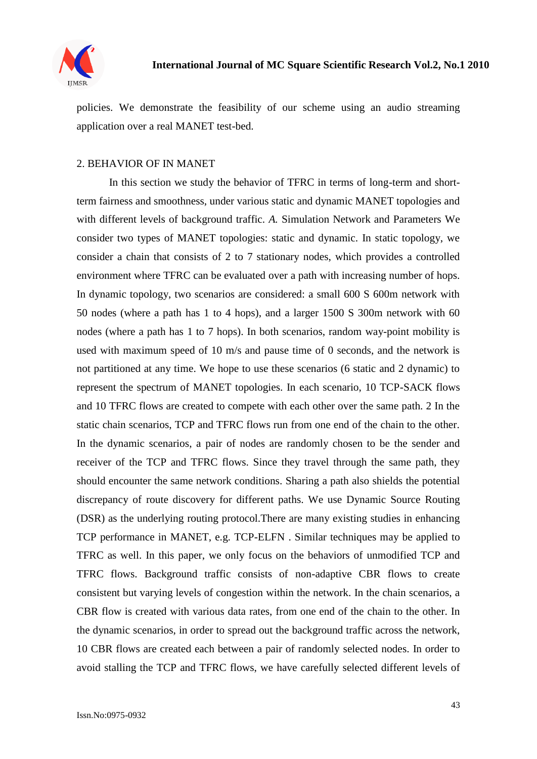policies. We demonstrate the feasibility of our scheme using an audio streaming application over a real MANET test-bed.

## 2. BEHAVIOR OF IN MANET

In this section we study the behavior of TFRC in terms of long-term and short-term fairness and smoothness, under various static and dynamic MANET topologies and with different levels of background traffic. *A.* Simulation Network and Parameters We consider two types of MANET topologies: static and dynamic. In static topology, we consider a chain that consists of 2 to 7 stationary nodes, which provides a controlled environment where TFRC can be evaluated over a path with increasing number of hops. In dynamic topology, two scenarios are considered: a small 600 S 600m network with 50 nodes (where a path has 1 to 4 hops), and a larger 1500 S 300m network with 60 nodes (where a path has 1 to 7 hops). In both scenarios, random way-point mobility is used with maximum speed of 10 m/s and pause time of 0 seconds, and the network is not partitioned at any time. We hope to use these scenarios (6 static and 2 dynamic) to represent the spectrum of MANET topologies. In each scenario, 10 TCP-SACK flows and 10 TFRC flows are created to compete with each other over the same path. 2 In the static chain scenarios, TCP and TFRC flows run from one end of the chain to the other. In the dynamic scenarios, a pair of nodes are randomly chosen to be the sender and receiver of the TCP and TFRC flows. Since they travel through the same path, they should encounter the same network conditions. Sharing a path also shields the potential discrepancy of route discovery for different paths. We use Dynamic Source Routing (DSR) as the underlying routing protocol.There are many existing studies in enhancing TCP performance in MANET, e.g. TCP-ELFN . Similar techniques may be applied to TFRC as well. In this paper, we only focus on the behaviors of unmodified TCP and TFRC flows. Background traffic consists of non-adaptive CBR flows to create consistent but varying levels of congestion within the network. In the chain scenarios, a CBR flow is created with various data rates, from one end of the chain to the other. In the dynamic scenarios, in order to spread out the background traffic across the network, 10 CBR flows are created each between a pair of randomly selected nodes. In order to avoid stalling the TCP and TFRC flows, we have carefully selected different levels of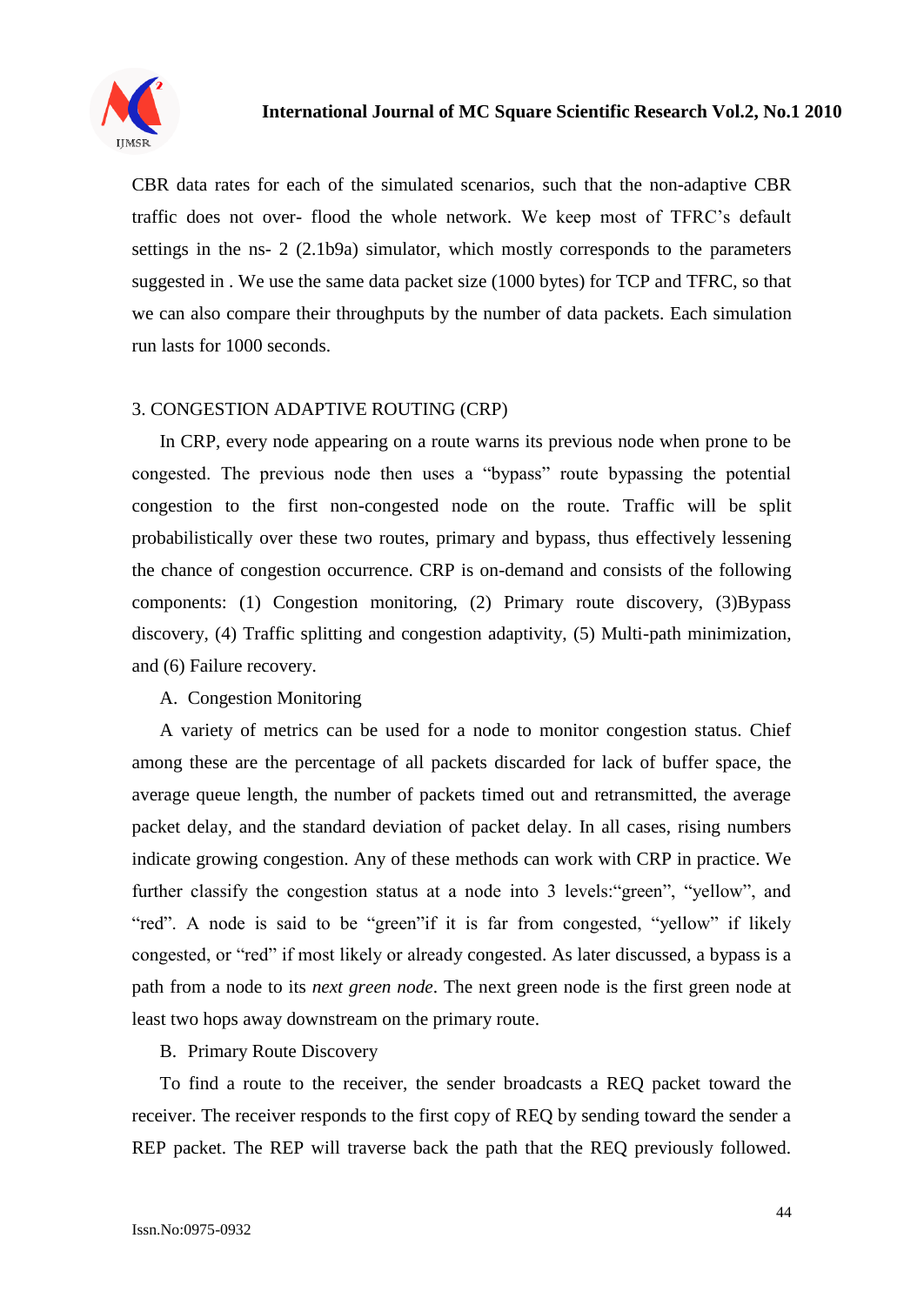CBR data rates for each of the simulated scenarios, such that the non-adaptive CBR traffic does not over- flood the whole network. We keep most of TFRC's default settings in the ns- 2 (2.1b9a) simulator, which mostly corresponds to the parameters suggested in . We use the same data packet size (1000 bytes) for TCP and TFRC, so that we can also compare their throughputs by the number of data packets. Each simulation run lasts for 1000 seconds.

## 3. CONGESTION ADAPTIVE ROUTING (CRP)

In CRP, every node appearing on a route warns its previous node when prone to be congested. The previous node then uses a "bypass" route bypassing the potential congestion to the first non-congested node on the route. Traffic will be split probabilistically over these two routes, primary and bypass, thus effectively lessening the chance of congestion occurrence. CRP is on-demand and consists of the following components: (1) Congestion monitoring, (2) Primary route discovery, (3)Bypass discovery, (4) Traffic splitting and congestion adaptivity, (5) Multi-path minimization, and (6) Failure recovery.

### A. Congestion Monitoring

A variety of metrics can be used for a node to monitor congestion status. Chief among these are the percentage of all packets discarded for lack of buffer space, the average queue length, the number of packets timed out and retransmitted, the average packet delay, and the standard deviation of packet delay. In all cases, rising numbers indicate growing congestion. Any of these methods can work with CRP in practice. We further classify the congestion status at a node into 3 levels:"green", "yellow", and "red". A node is said to be "green"if it is far from congested, "yellow" if likely congested, or "red" if most likely or already congested. As later discussed, a bypass is a path from a node to its *next green node*. The next green node is the first green node at least two hops away downstream on the primary route.

### B. Primary Route Discovery

To find a route to the receiver, the sender broadcasts a REQ packet toward the receiver. The receiver responds to the first copy of REQ by sending toward the sender a REP packet. The REP will traverse back the path that the REQ previously followed.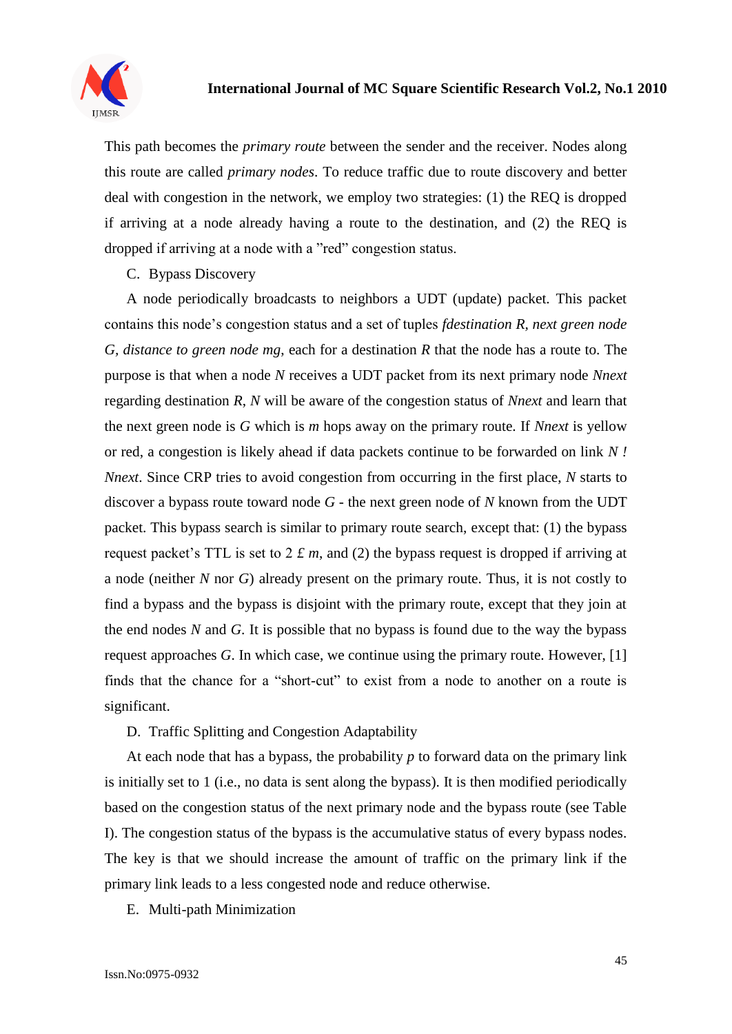This path becomes the *primary route* between the sender and the receiver. Nodes along this route are called *primary nodes*. To reduce traffic due to route discovery and better deal with congestion in the network, we employ two strategies: (1) the REQ is dropped if arriving at a node already having a route to the destination, and (2) the REQ is dropped if arriving at a node with a "red" congestion status.

C. Bypass Discovery

A node periodically broadcasts to neighbors a UDT (update) packet. This packet contains this node's congestion status and a set of tuples *fdestination R, next green node G, distance to green node mg*, each for a destination *R* that the node has a route to. The purpose is that when a node *N* receives a UDT packet from its next primary node *Nnext* regarding destination *R*, *N* will be aware of the congestion status of *Nnext* and learn that the next green node is *G* which is *m* hops away on the primary route. If *Nnext* is yellow or red, a congestion is likely ahead if data packets continue to be forwarded on link *N ! Nnext*. Since CRP tries to avoid congestion from occurring in the first place, *N* starts to discover a bypass route toward node *G* - the next green node of *N* known from the UDT packet. This bypass search is similar to primary route search, except that: (1) the bypass request packet's TTL is set to 2 £ *m*, and (2) the bypass request is dropped if arriving at a node (neither *N* nor *G*) already present on the primary route. Thus, it is not costly to find a bypass and the bypass is disjoint with the primary route, except that they join at the end nodes *N* and *G*. It is possible that no bypass is found due to the way the bypass request approaches *G*. In which case, we continue using the primary route. However, [1] finds that the chance for a "short-cut" to exist from a node to another on a route is significant.

D. Traffic Splitting and Congestion Adaptability

At each node that has a bypass, the probability *p* to forward data on the primary link is initially set to 1 (i.e., no data is sent along the bypass). It is then modified periodically based on the congestion status of the next primary node and the bypass route (see Table I). The congestion status of the bypass is the accumulative status of every bypass nodes. The key is that we should increase the amount of traffic on the primary link if the primary link leads to a less congested node and reduce otherwise.

E. Multi-path Minimization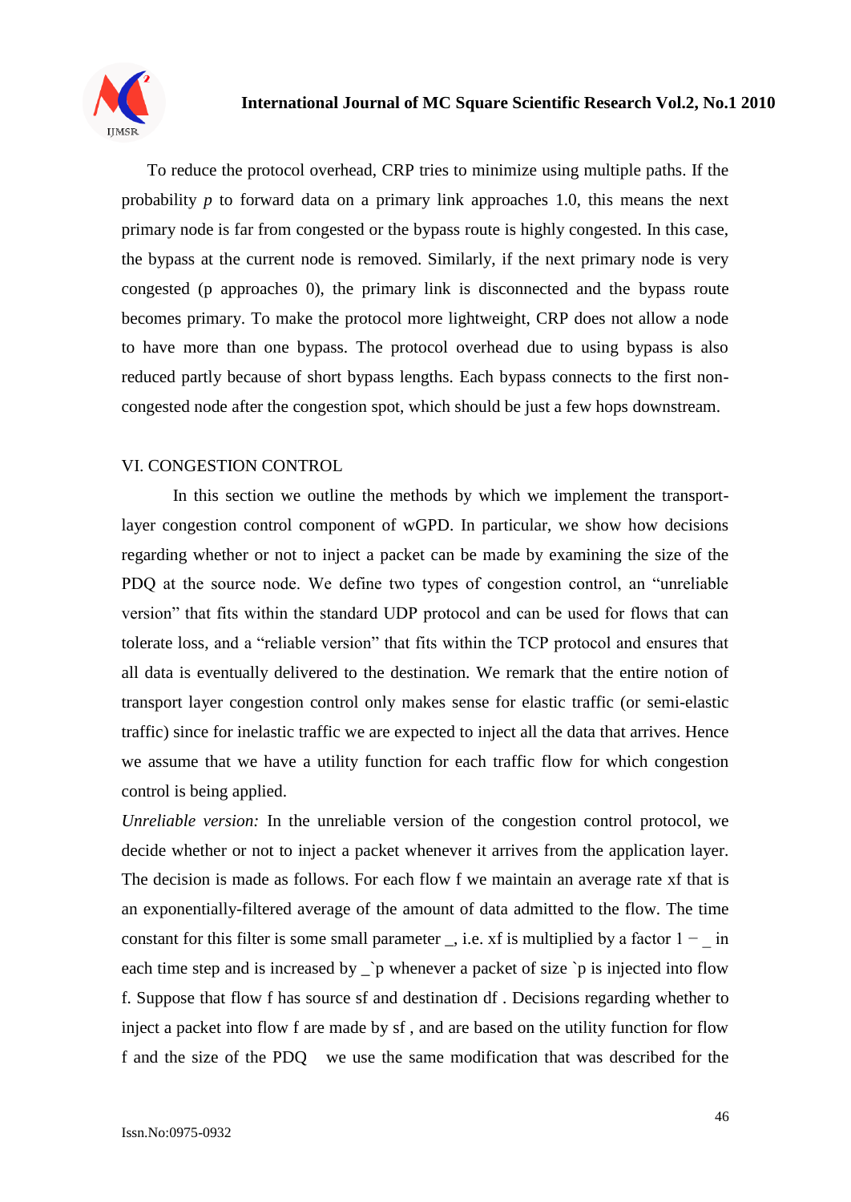To reduce the protocol overhead, CRP tries to minimize using multiple paths. If the probability *p* to forward data on a primary link approaches 1.0, this means the next primary node is far from congested or the bypass route is highly congested. In this case, the bypass at the current node is removed. Similarly, if the next primary node is very congested (p approaches 0), the primary link is disconnected and the bypass route becomes primary. To make the protocol more lightweight, CRP does not allow a node to have more than one bypass. The protocol overhead due to using bypass is also reduced partly because of short bypass lengths. Each bypass connects to the first non-congested node after the congestion spot, which should be just a few hops downstream.

## VI. CONGESTION CONTROL

In this section we outline the methods by which we implement the transport-layer congestion control component of wGPD. In particular, we show how decisions regarding whether or not to inject a packet can be made by examining the size of the PDQ at the source node. We define two types of congestion control, an "unreliable version" that fits within the standard UDP protocol and can be used for flows that can tolerate loss, and a "reliable version" that fits within the TCP protocol and ensures that all data is eventually delivered to the destination. We remark that the entire notion of transport layer congestion control only makes sense for elastic traffic (or semi-elastic traffic) since for inelastic traffic we are expected to inject all the data that arrives. Hence we assume that we have a utility function for each traffic flow for which congestion control is being applied.

*Unreliable version:* In the unreliable version of the congestion control protocol, we decide whether or not to inject a packet whenever it arrives from the application layer. The decision is made as follows. For each flow f we maintain an average rate xf that is an exponentially-filtered average of the amount of data admitted to the flow. The time constant for this filter is some small parameter _, i.e. xf is multiplied by a factor 1 − _ in each time step and is increased by _`p whenever a packet of size `p is injected into flow f. Suppose that flow f has source sf and destination df . Decisions regarding whether to inject a packet into flow f are made by sf , and are based on the utility function for flow f and the size of the PDQ we use the same modification that was described for the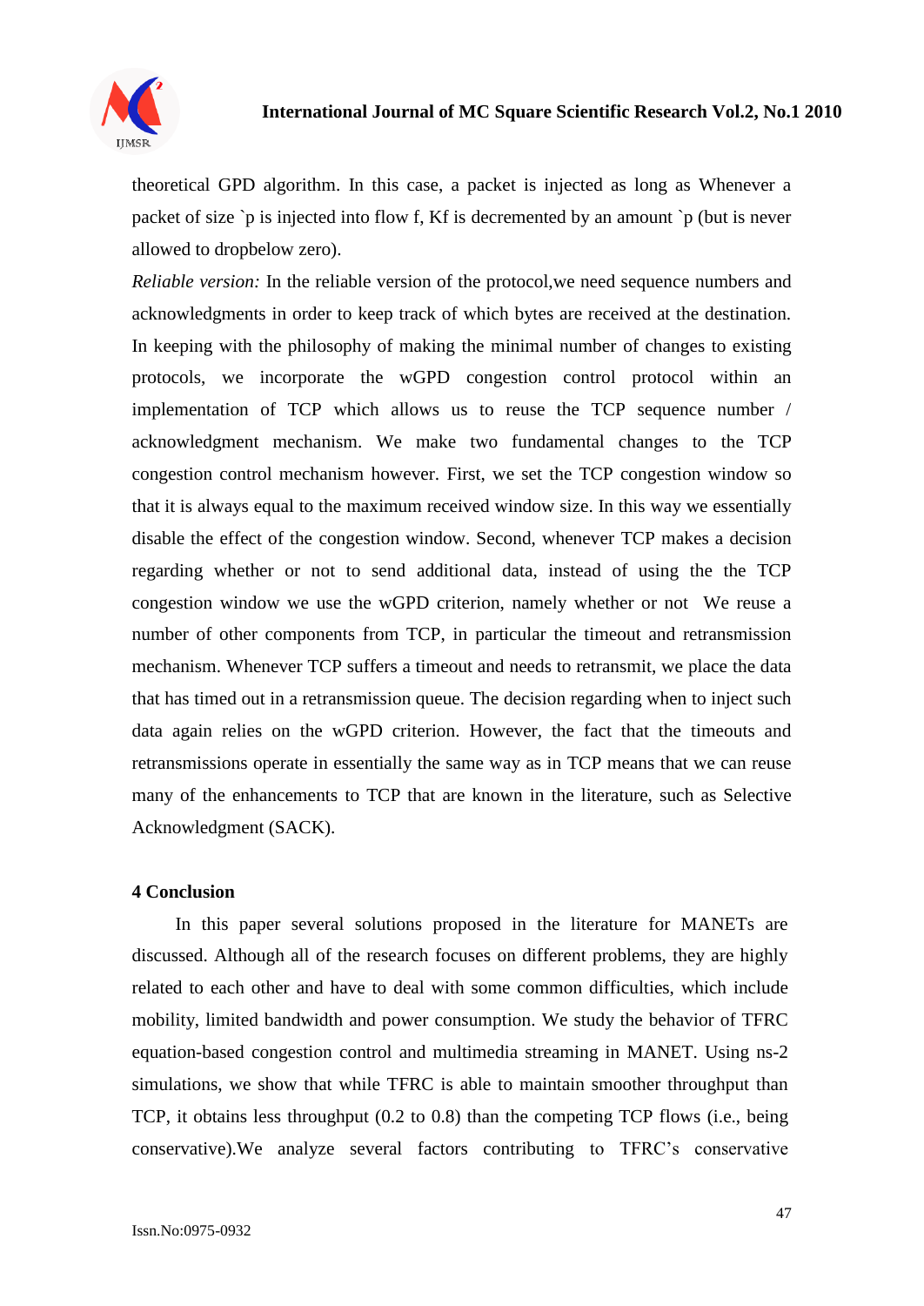theoretical GPD algorithm. In this case, a packet is injected as long as Whenever a packet of size `p is injected into flow f, Kf is decremented by an amount `p (but is never allowed to dropbelow zero).

*Reliable version:* In the reliable version of the protocol,we need sequence numbers and acknowledgments in order to keep track of which bytes are received at the destination. In keeping with the philosophy of making the minimal number of changes to existing protocols, we incorporate the wGPD congestion control protocol within an implementation of TCP which allows us to reuse the TCP sequence number / acknowledgment mechanism. We make two fundamental changes to the TCP congestion control mechanism however. First, we set the TCP congestion window so that it is always equal to the maximum received window size. In this way we essentially disable the effect of the congestion window. Second, whenever TCP makes a decision regarding whether or not to send additional data, instead of using the the TCP congestion window we use the wGPD criterion, namely whether or not We reuse a number of other components from TCP, in particular the timeout and retransmission mechanism. Whenever TCP suffers a timeout and needs to retransmit, we place the data that has timed out in a retransmission queue. The decision regarding when to inject such data again relies on the wGPD criterion. However, the fact that the timeouts and retransmissions operate in essentially the same way as in TCP means that we can reuse many of the enhancements to TCP that are known in the literature, such as Selective Acknowledgment (SACK).

## 4 Conclusion

In this paper several solutions proposed in the literature for MANETs are discussed. Although all of the research focuses on different problems, they are highly related to each other and have to deal with some common difficulties, which include mobility, limited bandwidth and power consumption. We study the behavior of TFRC equation-based congestion control and multimedia streaming in MANET. Using ns-2 simulations, we show that while TFRC is able to maintain smoother throughput than TCP, it obtains less throughput (0.2 to 0.8) than the competing TCP flows (i.e., being conservative).We analyze several factors contributing to TFRC's conservative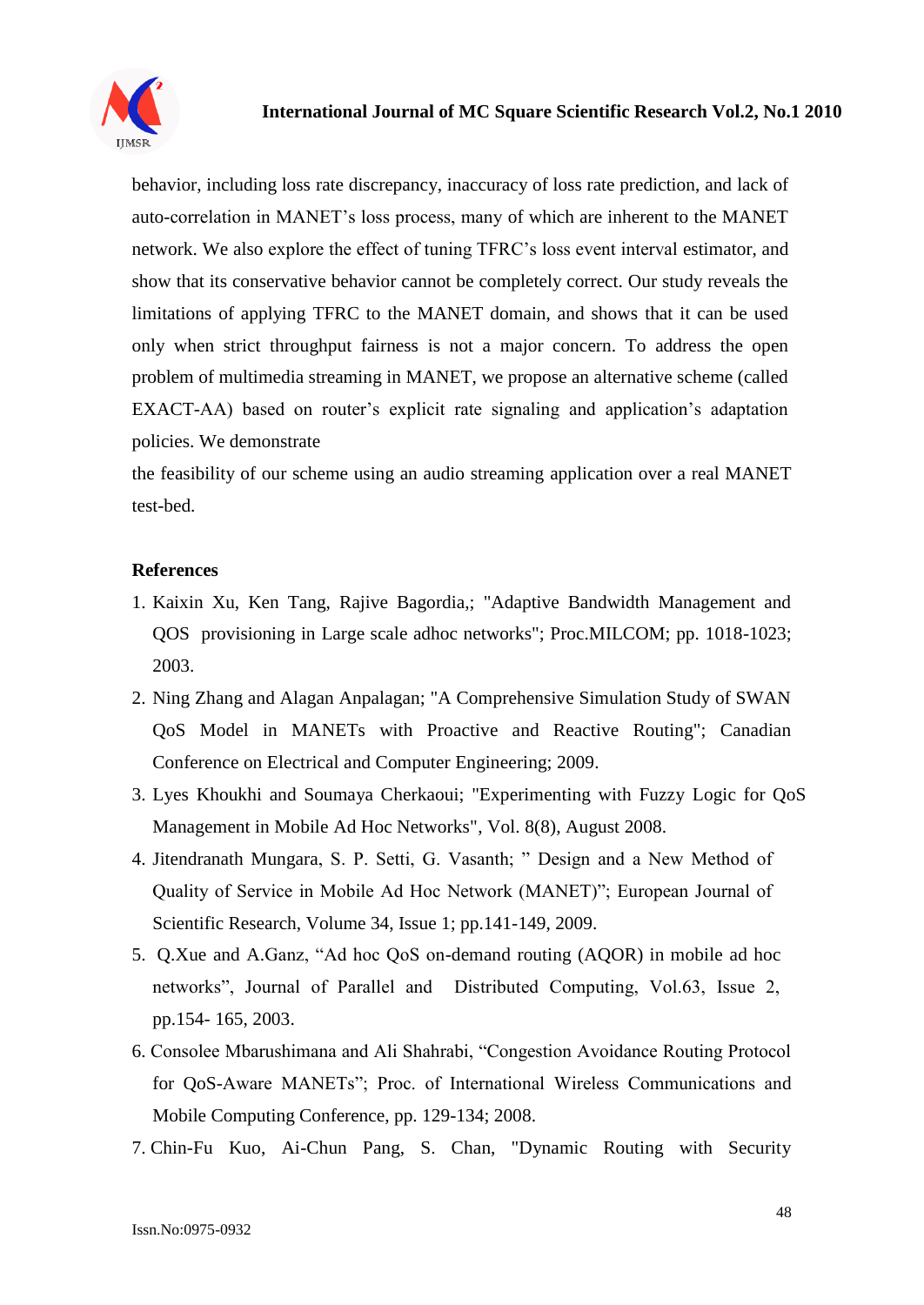behavior, including loss rate discrepancy, inaccuracy of loss rate prediction, and lack of auto-correlation in MANET's loss process, many of which are inherent to the MANET network. We also explore the effect of tuning TFRC's loss event interval estimator, and show that its conservative behavior cannot be completely correct. Our study reveals the limitations of applying TFRC to the MANET domain, and shows that it can be used only when strict throughput fairness is not a major concern. To address the open problem of multimedia streaming in MANET, we propose an alternative scheme (called EXACT-AA) based on router's explicit rate signaling and application's adaptation policies. We demonstrate

the feasibility of our scheme using an audio streaming application over a real MANET test-bed.

**References**

1. Kaixin Xu, Ken Tang, Rajive Bagordia,; "Adaptive Bandwidth Management and QOS provisioning in Large scale adhoc networks"; Proc.MILCOM; pp. 1018-1023; 2003.
2. Ning Zhang and Alagan Anpalagan; "A Comprehensive Simulation Study of SWAN QoS Model in MANETs with Proactive and Reactive Routing"; Canadian Conference on Electrical and Computer Engineering; 2009.
3. Lyes Khoukhi and Soumaya Cherkaoui; "Experimenting with Fuzzy Logic for QoS Management in Mobile Ad Hoc Networks", Vol. 8(8), August 2008.
4. Jitendranath Mungara, S. P. Setti, G. Vasanth; " Design and a New Method of Quality of Service in Mobile Ad Hoc Network (MANET)"; European Journal of Scientific Research, Volume 34, Issue 1; pp.141-149, 2009.
5. Q.Xue and A.Ganz, "Ad hoc QoS on-demand routing (AQOR) in mobile ad hoc networks", Journal of Parallel and Distributed Computing, Vol.63, Issue 2, pp.154- 165, 2003.
6. Consolee Mbarushimana and Ali Shahrabi, "Congestion Avoidance Routing Protocol for QoS-Aware MANETs"; Proc. of International Wireless Communications and Mobile Computing Conference, pp. 129-134; 2008.
7. Chin-Fu Kuo, Ai-Chun Pang, S. Chan, "Dynamic Routing with Security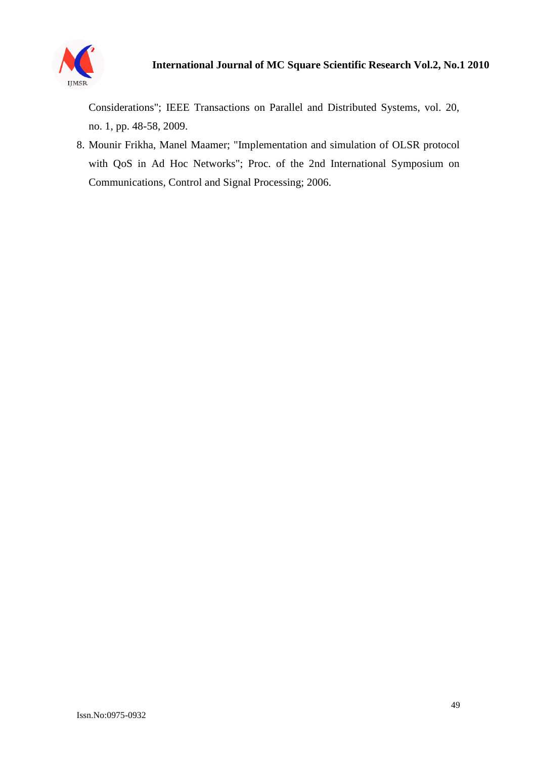Considerations"; IEEE Transactions on Parallel and Distributed Systems, vol. 20, no. 1, pp. 48-58, 2009.

8. Mounir Frikha, Manel Maamer; "Implementation and simulation of OLSR protocol with QoS in Ad Hoc Networks"; Proc. of the 2nd International Symposium on Communications, Control and Signal Processing; 2006.